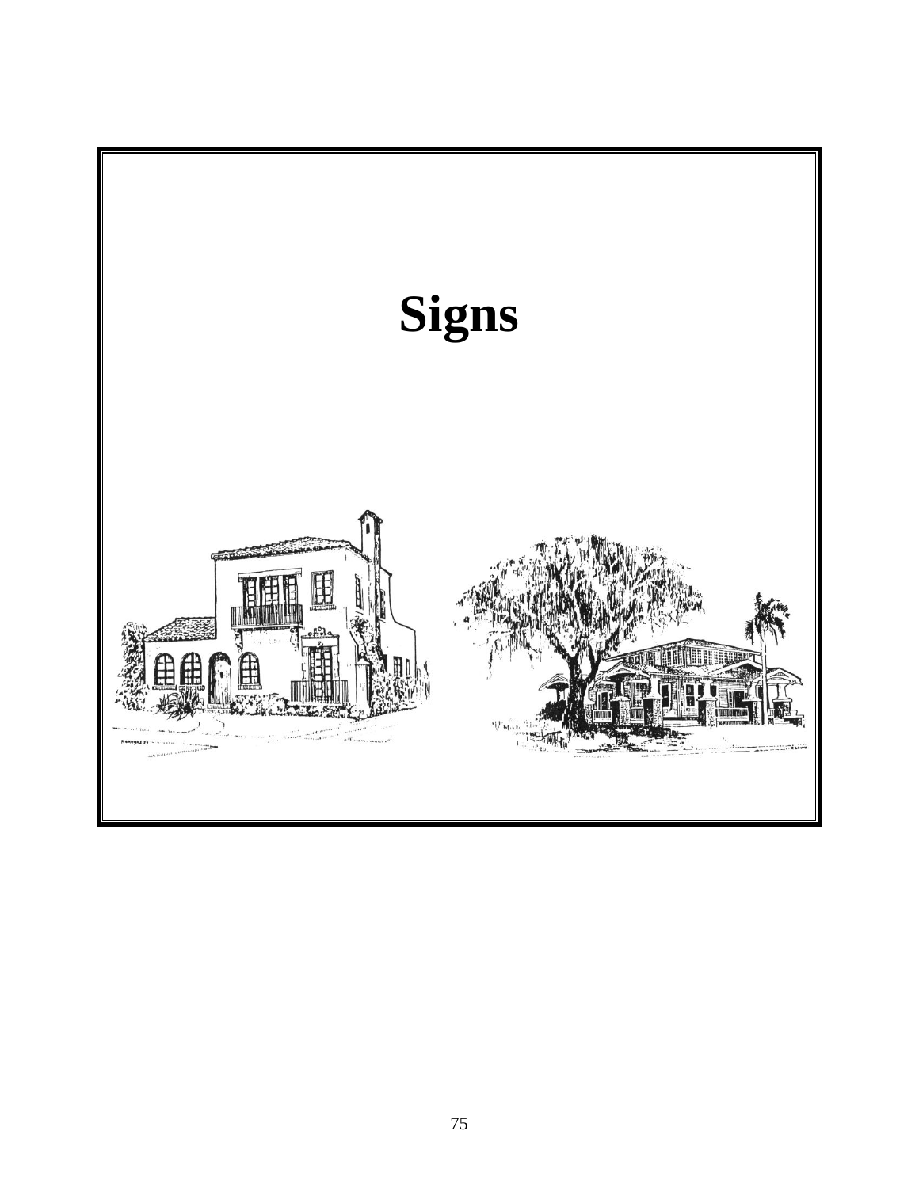# Signs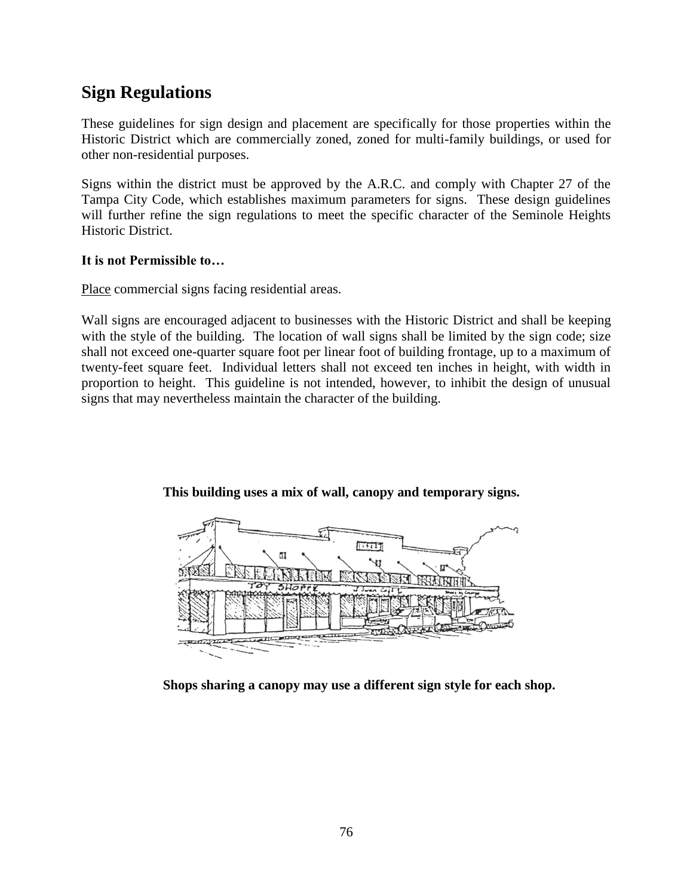## Sign Regulations

These guidelines for sign design and placement are specifically for those properties within the Historic District which are commercially zoned, zoned for multi-family buildings, or used for other non-residential purposes.

Signs within the district must be approved by the A.R.C. and comply with Chapter 27 of the Tampa City Code, which establishes maximum parameters for signs. These design guidelines will further refine the sign regulations to meet the specific character of the Seminole Heights Historic District.

**It is not Permissible to…**

Place commercial signs facing residential areas.

Wall signs are encouraged adjacent to businesses with the Historic District and shall be keeping with the style of the building. The location of wall signs shall be limited by the sign code; size shall not exceed one-quarter square foot per linear foot of building frontage, up to a maximum of twenty-feet square feet. Individual letters shall not exceed ten inches in height, with width in proportion to height. This guideline is not intended, however, to inhibit the design of unusual signs that may nevertheless maintain the character of the building.

**This building uses a mix of wall, canopy and temporary signs.**

**Shops sharing a canopy may use a different sign style for each shop.**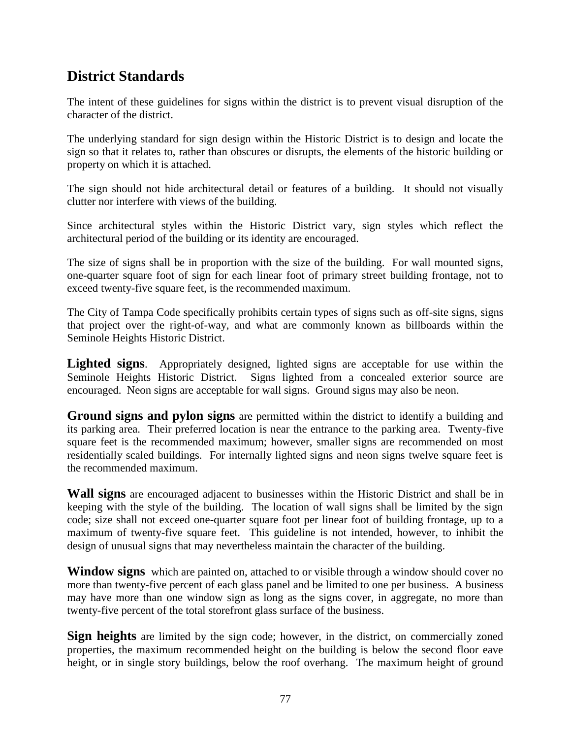## District Standards

The intent of these guidelines for signs within the district is to prevent visual disruption of the character of the district.

The underlying standard for sign design within the Historic District is to design and locate the sign so that it relates to, rather than obscures or disrupts, the elements of the historic building or property on which it is attached.

The sign should not hide architectural detail or features of a building. It should not visually clutter nor interfere with views of the building.

Since architectural styles within the Historic District vary, sign styles which reflect the architectural period of the building or its identity are encouraged.

The size of signs shall be in proportion with the size of the building. For wall mounted signs, one-quarter square foot of sign for each linear foot of primary street building frontage, not to exceed twenty-five square feet, is the recommended maximum.

The City of Tampa Code specifically prohibits certain types of signs such as off-site signs, signs that project over the right-of-way, and what are commonly known as billboards within the Seminole Heights Historic District.

**Lighted signs**. Appropriately designed, lighted signs are acceptable for use within the Seminole Heights Historic District. Signs lighted from a concealed exterior source are encouraged. Neon signs are acceptable for wall signs. Ground signs may also be neon.

**Ground signs and pylon signs** are permitted within the district to identify a building and its parking area. Their preferred location is near the entrance to the parking area. Twenty-five square feet is the recommended maximum; however, smaller signs are recommended on most residentially scaled buildings. For internally lighted signs and neon signs twelve square feet is the recommended maximum.

**Wall signs** are encouraged adjacent to businesses within the Historic District and shall be in keeping with the style of the building. The location of wall signs shall be limited by the sign code; size shall not exceed one-quarter square foot per linear foot of building frontage, up to a maximum of twenty-five square feet. This guideline is not intended, however, to inhibit the design of unusual signs that may nevertheless maintain the character of the building.

**Window signs** which are painted on, attached to or visible through a window should cover no more than twenty-five percent of each glass panel and be limited to one per business. A business may have more than one window sign as long as the signs cover, in aggregate, no more than twenty-five percent of the total storefront glass surface of the business.

**Sign heights** are limited by the sign code; however, in the district, on commercially zoned properties, the maximum recommended height on the building is below the second floor eave height, or in single story buildings, below the roof overhang. The maximum height of ground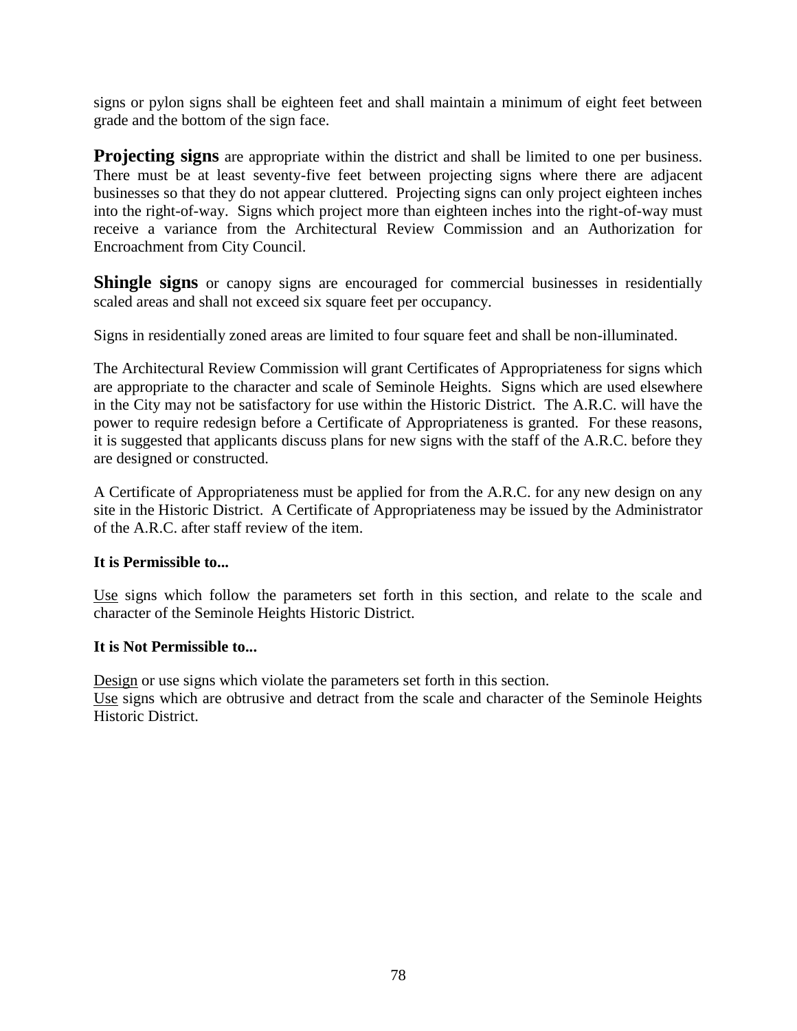signs or pylon signs shall be eighteen feet and shall maintain a minimum of eight feet between grade and the bottom of the sign face.

**Projecting signs** are appropriate within the district and shall be limited to one per business. There must be at least seventy-five feet between projecting signs where there are adjacent businesses so that they do not appear cluttered. Projecting signs can only project eighteen inches into the right-of-way. Signs which project more than eighteen inches into the right-of-way must receive a variance from the Architectural Review Commission and an Authorization for Encroachment from City Council.

**Shingle signs** or canopy signs are encouraged for commercial businesses in residentially scaled areas and shall not exceed six square feet per occupancy.

Signs in residentially zoned areas are limited to four square feet and shall be non-illuminated.

The Architectural Review Commission will grant Certificates of Appropriateness for signs which are appropriate to the character and scale of Seminole Heights. Signs which are used elsewhere in the City may not be satisfactory for use within the Historic District. The A.R.C. will have the power to require redesign before a Certificate of Appropriateness is granted. For these reasons, it is suggested that applicants discuss plans for new signs with the staff of the A.R.C. before they are designed or constructed.

A Certificate of Appropriateness must be applied for from the A.R.C. for any new design on any site in the Historic District. A Certificate of Appropriateness may be issued by the Administrator of the A.R.C. after staff review of the item.

**It is Permissible to...**

<u>Use</u> signs which follow the parameters set forth in this section, and relate to the scale and character of the Seminole Heights Historic District.

**It is Not Permissible to...**

<u>Design</u> or use signs which violate the parameters set forth in this section.
<u>Use</u> signs which are obtrusive and detract from the scale and character of the Seminole Heights Historic District.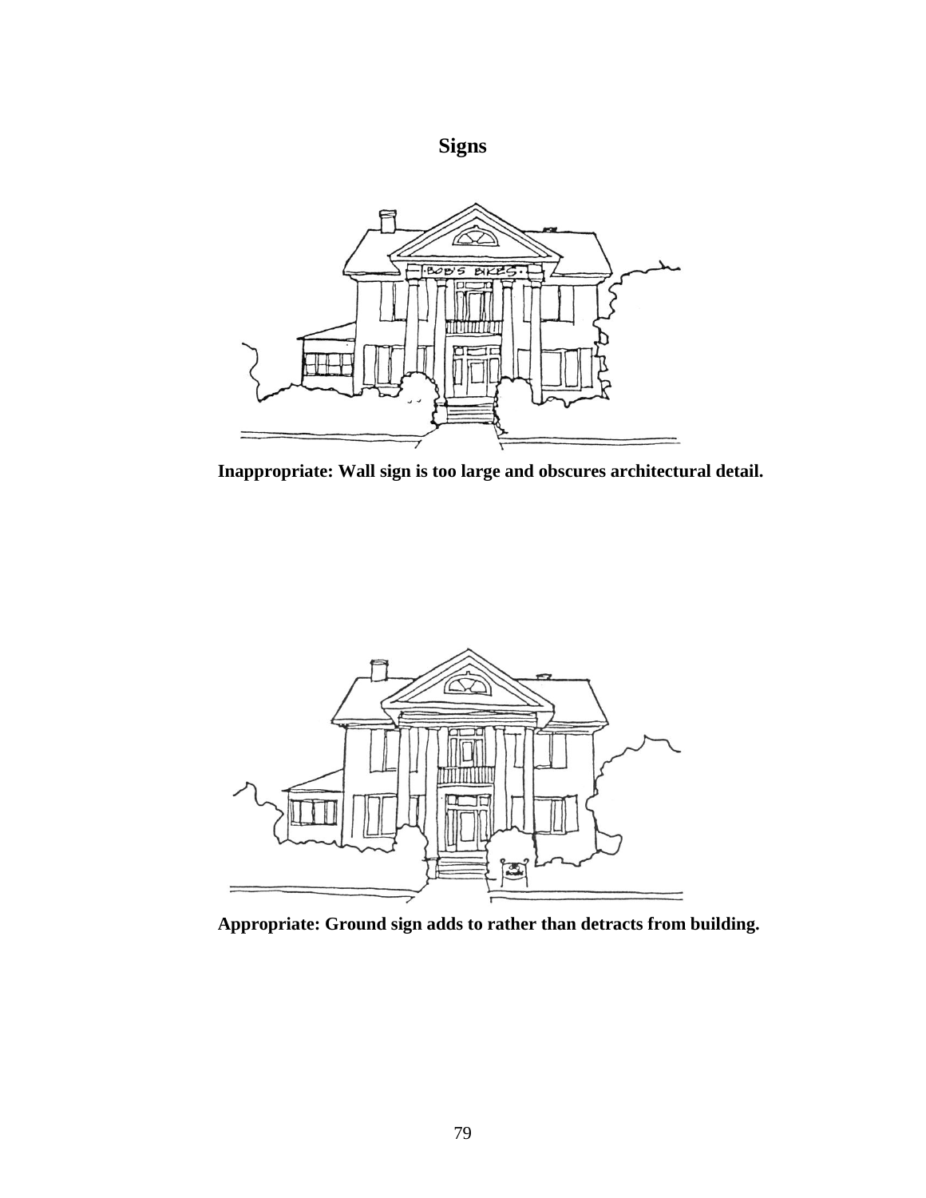# Signs

**Inappropriate: Wall sign is too large and obscures architectural detail.**

**Appropriate: Ground sign adds to rather than detracts from building.**